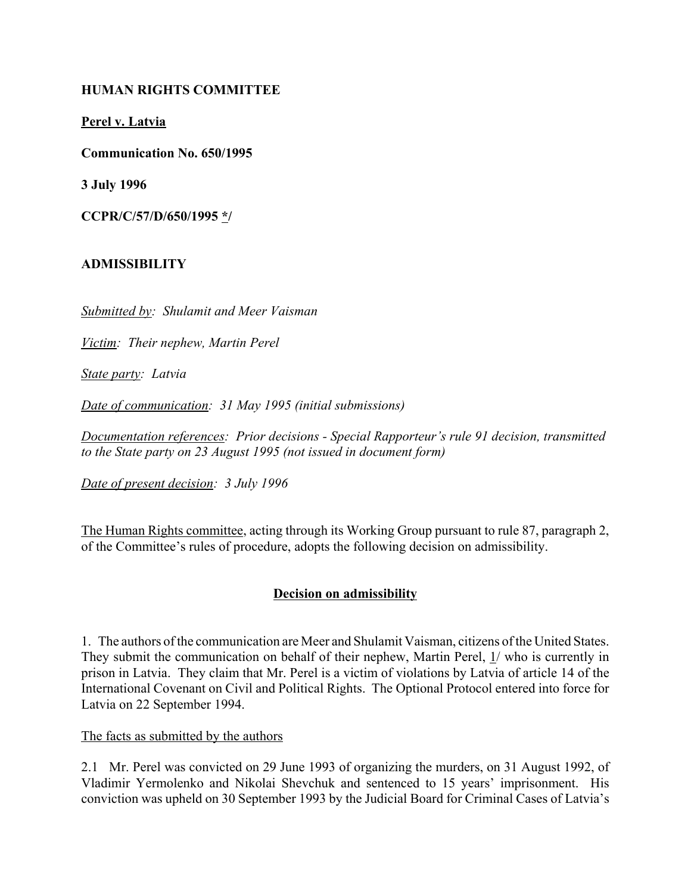**HUMAN RIGHTS COMMITTEE**

**Perel v. Latvia**

**Communication No. 650/1995**

**3 July 1996**

**CCPR/C/57/D/650/1995 */**

**ADMISSIBILITY**

*Submitted by: Shulamit and Meer Vaisman*

*Victim: Their nephew, Martin Perel*

*State party: Latvia*

*Date of communication: 31 May 1995 (initial submissions)*

*Documentation references: Prior decisions - Special Rapporteur's rule 91 decision, transmitted to the State party on 23 August 1995 (not issued in document form)*

*Date of present decision: 3 July 1996*

The Human Rights committee, acting through its Working Group pursuant to rule 87, paragraph 2, of the Committee's rules of procedure, adopts the following decision on admissibility.

## Decision on admissibility

1. The authors of the communication are Meer and Shulamit Vaisman, citizens of the United States. They submit the communication on behalf of their nephew, Martin Perel, 1/ who is currently in prison in Latvia. They claim that Mr. Perel is a victim of violations by Latvia of article 14 of the International Covenant on Civil and Political Rights. The Optional Protocol entered into force for Latvia on 22 September 1994.

The facts as submitted by the authors

2.1 Mr. Perel was convicted on 29 June 1993 of organizing the murders, on 31 August 1992, of Vladimir Yermolenko and Nikolai Shevchuk and sentenced to 15 years' imprisonment. His conviction was upheld on 30 September 1993 by the Judicial Board for Criminal Cases of Latvia's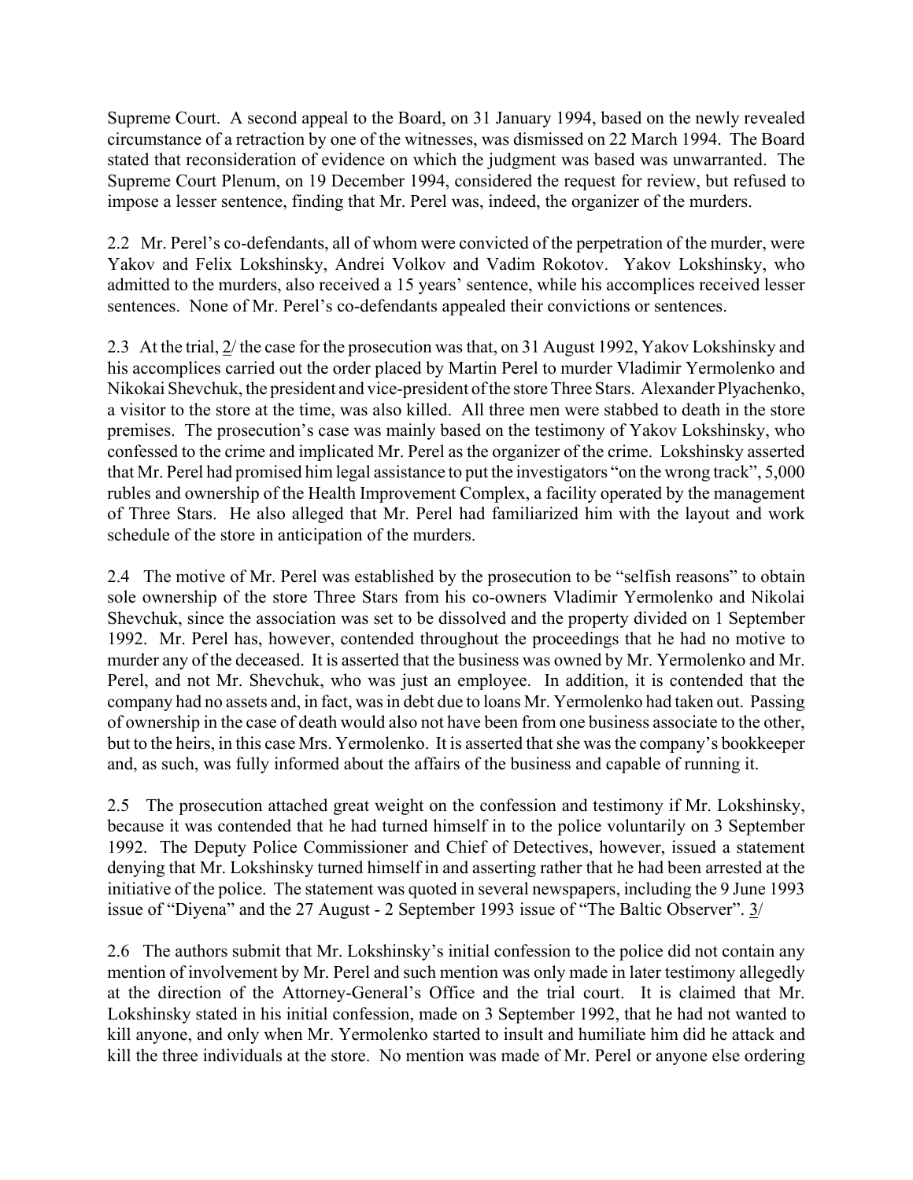Supreme Court. A second appeal to the Board, on 31 January 1994, based on the newly revealed circumstance of a retraction by one of the witnesses, was dismissed on 22 March 1994. The Board stated that reconsideration of evidence on which the judgment was based was unwarranted. The Supreme Court Plenum, on 19 December 1994, considered the request for review, but refused to impose a lesser sentence, finding that Mr. Perel was, indeed, the organizer of the murders.

2.2 Mr. Perel's co-defendants, all of whom were convicted of the perpetration of the murder, were Yakov and Felix Lokshinsky, Andrei Volkov and Vadim Rokotov. Yakov Lokshinsky, who admitted to the murders, also received a 15 years' sentence, while his accomplices received lesser sentences. None of Mr. Perel's co-defendants appealed their convictions or sentences.

2.3 At the trial, 2/ the case for the prosecution was that, on 31 August 1992, Yakov Lokshinsky and his accomplices carried out the order placed by Martin Perel to murder Vladimir Yermolenko and Nikokai Shevchuk, the president and vice-president of the store Three Stars. Alexander Plyachenko, a visitor to the store at the time, was also killed. All three men were stabbed to death in the store premises. The prosecution's case was mainly based on the testimony of Yakov Lokshinsky, who confessed to the crime and implicated Mr. Perel as the organizer of the crime. Lokshinsky asserted that Mr. Perel had promised him legal assistance to put the investigators "on the wrong track", 5,000 rubles and ownership of the Health Improvement Complex, a facility operated by the management of Three Stars. He also alleged that Mr. Perel had familiarized him with the layout and work schedule of the store in anticipation of the murders.

2.4 The motive of Mr. Perel was established by the prosecution to be "selfish reasons" to obtain sole ownership of the store Three Stars from his co-owners Vladimir Yermolenko and Nikolai Shevchuk, since the association was set to be dissolved and the property divided on 1 September 1992. Mr. Perel has, however, contended throughout the proceedings that he had no motive to murder any of the deceased. It is asserted that the business was owned by Mr. Yermolenko and Mr. Perel, and not Mr. Shevchuk, who was just an employee. In addition, it is contended that the company had no assets and, in fact, was in debt due to loans Mr. Yermolenko had taken out. Passing of ownership in the case of death would also not have been from one business associate to the other, but to the heirs, in this case Mrs. Yermolenko. It is asserted that she was the company's bookkeeper and, as such, was fully informed about the affairs of the business and capable of running it.

2.5 The prosecution attached great weight on the confession and testimony if Mr. Lokshinsky, because it was contended that he had turned himself in to the police voluntarily on 3 September 1992. The Deputy Police Commissioner and Chief of Detectives, however, issued a statement denying that Mr. Lokshinsky turned himself in and asserting rather that he had been arrested at the initiative of the police. The statement was quoted in several newspapers, including the 9 June 1993 issue of "Diyena" and the 27 August - 2 September 1993 issue of "The Baltic Observer". 3/

2.6 The authors submit that Mr. Lokshinsky's initial confession to the police did not contain any mention of involvement by Mr. Perel and such mention was only made in later testimony allegedly at the direction of the Attorney-General's Office and the trial court. It is claimed that Mr. Lokshinsky stated in his initial confession, made on 3 September 1992, that he had not wanted to kill anyone, and only when Mr. Yermolenko started to insult and humiliate him did he attack and kill the three individuals at the store. No mention was made of Mr. Perel or anyone else ordering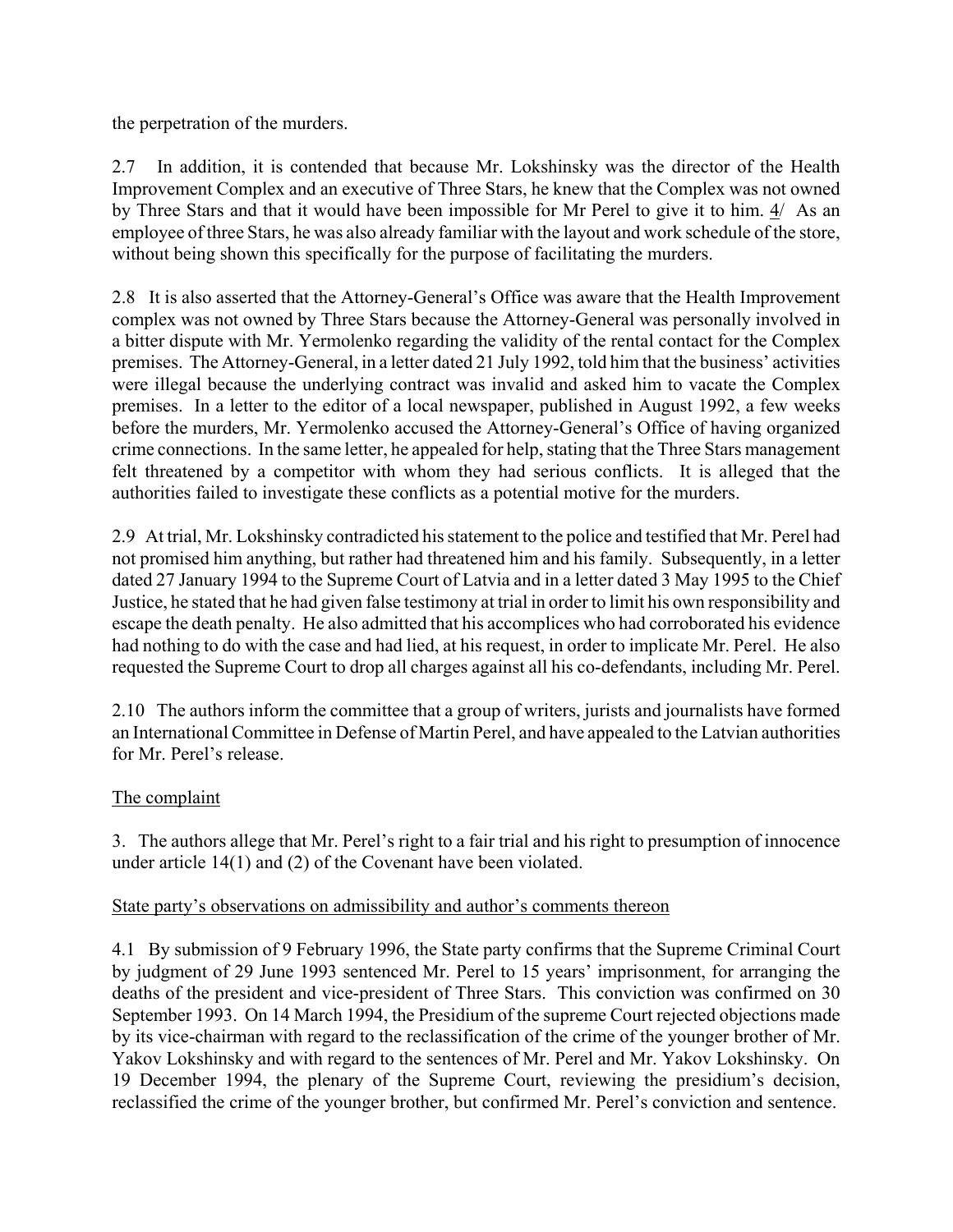the perpetration of the murders.

2.7 In addition, it is contended that because Mr. Lokshinsky was the director of the Health Improvement Complex and an executive of Three Stars, he knew that the Complex was not owned by Three Stars and that it would have been impossible for Mr Perel to give it to him. 4/ As an employee of three Stars, he was also already familiar with the layout and work schedule of the store, without being shown this specifically for the purpose of facilitating the murders.

2.8 It is also asserted that the Attorney-General's Office was aware that the Health Improvement complex was not owned by Three Stars because the Attorney-General was personally involved in a bitter dispute with Mr. Yermolenko regarding the validity of the rental contact for the Complex premises. The Attorney-General, in a letter dated 21 July 1992, told him that the business' activities were illegal because the underlying contract was invalid and asked him to vacate the Complex premises. In a letter to the editor of a local newspaper, published in August 1992, a few weeks before the murders, Mr. Yermolenko accused the Attorney-General's Office of having organized crime connections. In the same letter, he appealed for help, stating that the Three Stars management felt threatened by a competitor with whom they had serious conflicts. It is alleged that the authorities failed to investigate these conflicts as a potential motive for the murders.

2.9 At trial, Mr. Lokshinsky contradicted his statement to the police and testified that Mr. Perel had not promised him anything, but rather had threatened him and his family. Subsequently, in a letter dated 27 January 1994 to the Supreme Court of Latvia and in a letter dated 3 May 1995 to the Chief Justice, he stated that he had given false testimony at trial in order to limit his own responsibility and escape the death penalty. He also admitted that his accomplices who had corroborated his evidence had nothing to do with the case and had lied, at his request, in order to implicate Mr. Perel. He also requested the Supreme Court to drop all charges against all his co-defendants, including Mr. Perel.

2.10 The authors inform the committee that a group of writers, jurists and journalists have formed an International Committee in Defense of Martin Perel, and have appealed to the Latvian authorities for Mr. Perel's release.

The complaint

3. The authors allege that Mr. Perel's right to a fair trial and his right to presumption of innocence under article 14(1) and (2) of the Covenant have been violated.

State party's observations on admissibility and author's comments thereon

4.1 By submission of 9 February 1996, the State party confirms that the Supreme Criminal Court by judgment of 29 June 1993 sentenced Mr. Perel to 15 years' imprisonment, for arranging the deaths of the president and vice-president of Three Stars. This conviction was confirmed on 30 September 1993. On 14 March 1994, the Presidium of the supreme Court rejected objections made by its vice-chairman with regard to the reclassification of the crime of the younger brother of Mr. Yakov Lokshinsky and with regard to the sentences of Mr. Perel and Mr. Yakov Lokshinsky. On 19 December 1994, the plenary of the Supreme Court, reviewing the presidium's decision, reclassified the crime of the younger brother, but confirmed Mr. Perel's conviction and sentence.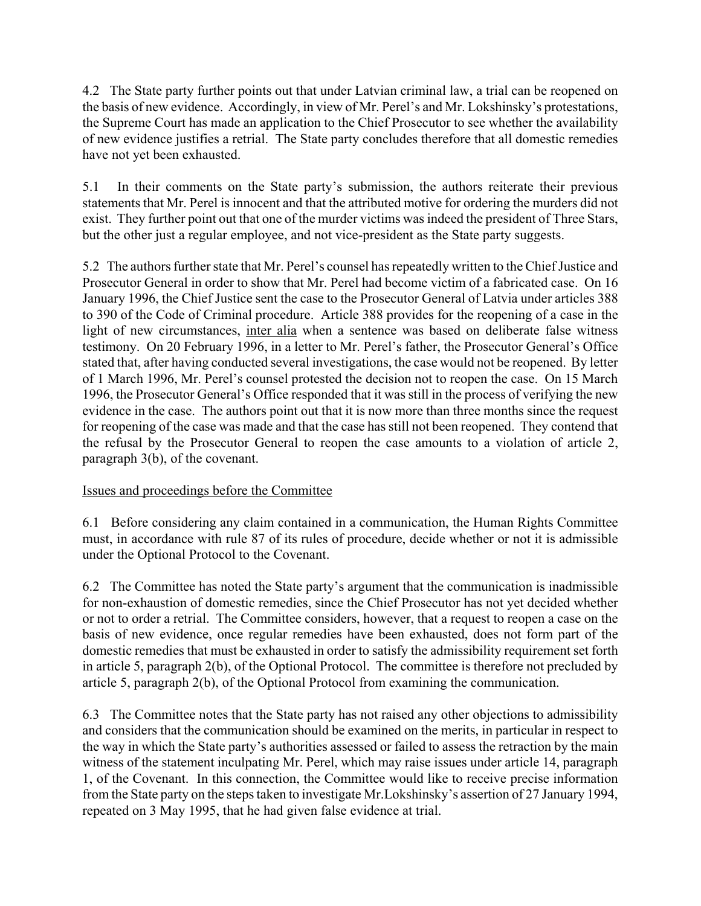4.2 The State party further points out that under Latvian criminal law, a trial can be reopened on the basis of new evidence. Accordingly, in view of Mr. Perel's and Mr. Lokshinsky's protestations, the Supreme Court has made an application to the Chief Prosecutor to see whether the availability of new evidence justifies a retrial. The State party concludes therefore that all domestic remedies have not yet been exhausted.

5.1 In their comments on the State party's submission, the authors reiterate their previous statements that Mr. Perel is innocent and that the attributed motive for ordering the murders did not exist. They further point out that one of the murder victims was indeed the president of Three Stars, but the other just a regular employee, and not vice-president as the State party suggests.

5.2 The authors further state that Mr. Perel's counsel has repeatedly written to the Chief Justice and Prosecutor General in order to show that Mr. Perel had become victim of a fabricated case. On 16 January 1996, the Chief Justice sent the case to the Prosecutor General of Latvia under articles 388 to 390 of the Code of Criminal procedure. Article 388 provides for the reopening of a case in the light of new circumstances, inter alia when a sentence was based on deliberate false witness testimony. On 20 February 1996, in a letter to Mr. Perel's father, the Prosecutor General's Office stated that, after having conducted several investigations, the case would not be reopened. By letter of 1 March 1996, Mr. Perel's counsel protested the decision not to reopen the case. On 15 March 1996, the Prosecutor General's Office responded that it was still in the process of verifying the new evidence in the case. The authors point out that it is now more than three months since the request for reopening of the case was made and that the case has still not been reopened. They contend that the refusal by the Prosecutor General to reopen the case amounts to a violation of article 2, paragraph 3(b), of the covenant.

## Issues and proceedings before the Committee

6.1 Before considering any claim contained in a communication, the Human Rights Committee must, in accordance with rule 87 of its rules of procedure, decide whether or not it is admissible under the Optional Protocol to the Covenant.

6.2 The Committee has noted the State party's argument that the communication is inadmissible for non-exhaustion of domestic remedies, since the Chief Prosecutor has not yet decided whether or not to order a retrial. The Committee considers, however, that a request to reopen a case on the basis of new evidence, once regular remedies have been exhausted, does not form part of the domestic remedies that must be exhausted in order to satisfy the admissibility requirement set forth in article 5, paragraph 2(b), of the Optional Protocol. The committee is therefore not precluded by article 5, paragraph 2(b), of the Optional Protocol from examining the communication.

6.3 The Committee notes that the State party has not raised any other objections to admissibility and considers that the communication should be examined on the merits, in particular in respect to the way in which the State party's authorities assessed or failed to assess the retraction by the main witness of the statement inculpating Mr. Perel, which may raise issues under article 14, paragraph 1, of the Covenant. In this connection, the Committee would like to receive precise information from the State party on the steps taken to investigate Mr.Lokshinsky's assertion of 27 January 1994, repeated on 3 May 1995, that he had given false evidence at trial.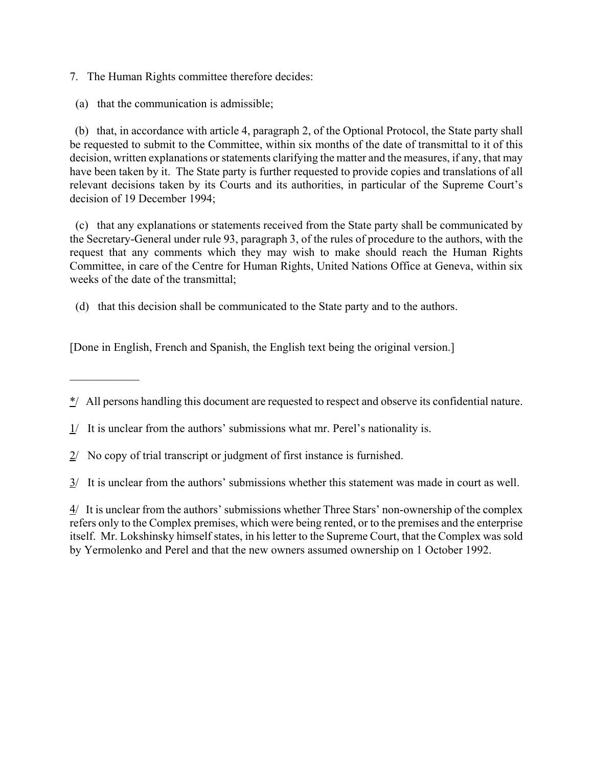7. The Human Rights committee therefore decides:

(a) that the communication is admissible;

(b) that, in accordance with article 4, paragraph 2, of the Optional Protocol, the State party shall be requested to submit to the Committee, within six months of the date of transmittal to it of this decision, written explanations or statements clarifying the matter and the measures, if any, that may have been taken by it. The State party is further requested to provide copies and translations of all relevant decisions taken by its Courts and its authorities, in particular of the Supreme Court's decision of 19 December 1994;

(c) that any explanations or statements received from the State party shall be communicated by the Secretary-General under rule 93, paragraph 3, of the rules of procedure to the authors, with the request that any comments which they may wish to make should reach the Human Rights Committee, in care of the Centre for Human Rights, United Nations Office at Geneva, within six weeks of the date of the transmittal;

(d) that this decision shall be communicated to the State party and to the authors.

[Done in English, French and Spanish, the English text being the original version.]

---

*/ All persons handling this document are requested to respect and observe its confidential nature.

1/ It is unclear from the authors' submissions what mr. Perel's nationality is.

2/ No copy of trial transcript or judgment of first instance is furnished.

3/ It is unclear from the authors' submissions whether this statement was made in court as well.

4/ It is unclear from the authors' submissions whether Three Stars' non-ownership of the complex refers only to the Complex premises, which were being rented, or to the premises and the enterprise itself. Mr. Lokshinsky himself states, in his letter to the Supreme Court, that the Complex was sold by Yermolenko and Perel and that the new owners assumed ownership on 1 October 1992.